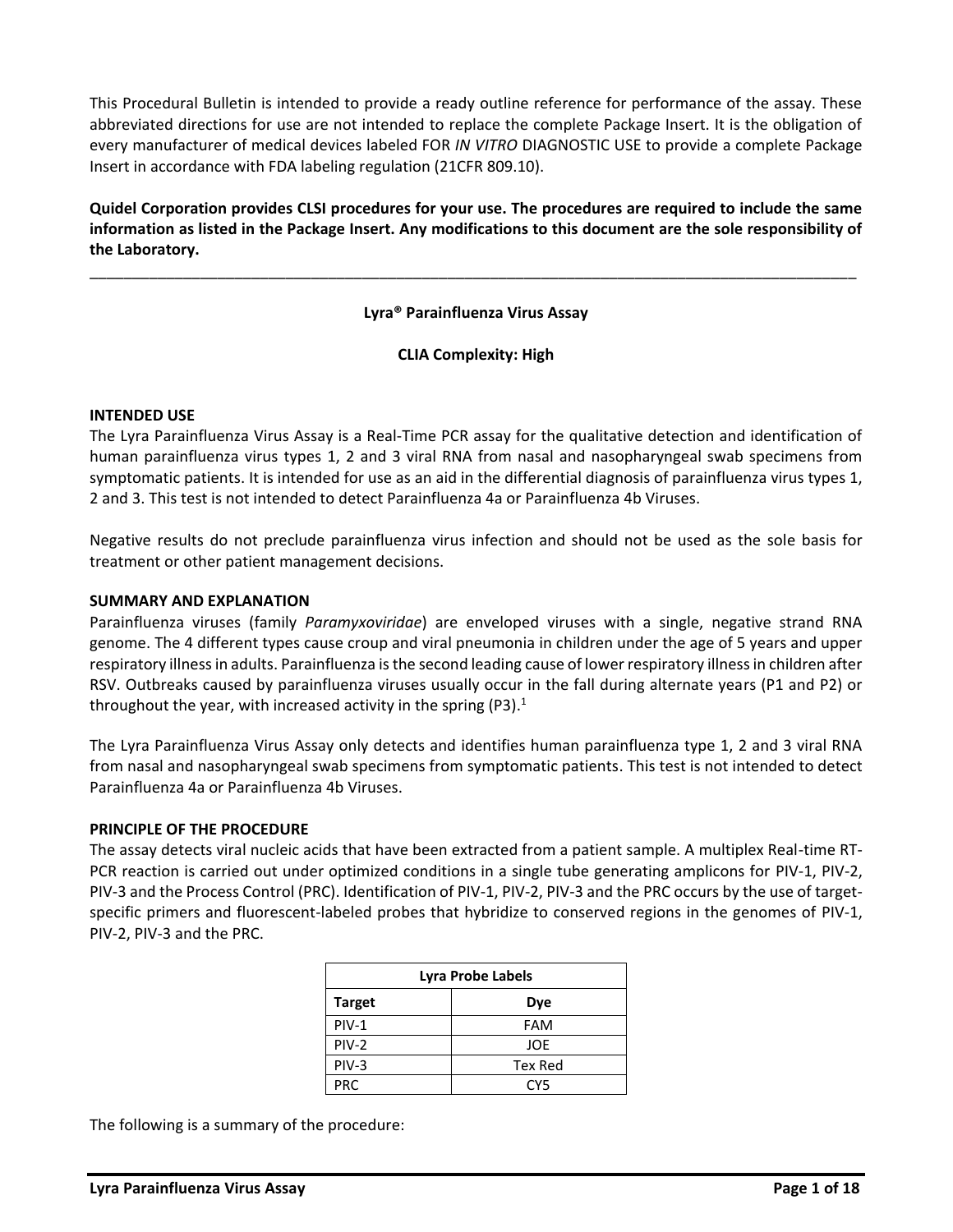This Procedural Bulletin is intended to provide a ready outline reference for performance of the assay. These abbreviated directions for use are not intended to replace the complete Package Insert. It is the obligation of every manufacturer of medical devices labeled FOR *IN VITRO* DIAGNOSTIC USE to provide a complete Package Insert in accordance with FDA labeling regulation (21CFR 809.10).

**Quidel Corporation provides CLSI procedures for your use. The procedures are required to include the same information as listed in the Package Insert. Any modifications to this document are the sole responsibility of the Laboratory.**

---

**Lyra® Parainfluenza Virus Assay**

**CLIA Complexity: High**

## INTENDED USE

The Lyra Parainfluenza Virus Assay is a Real-Time PCR assay for the qualitative detection and identification of human parainfluenza virus types 1, 2 and 3 viral RNA from nasal and nasopharyngeal swab specimens from symptomatic patients. It is intended for use as an aid in the differential diagnosis of parainfluenza virus types 1, 2 and 3. This test is not intended to detect Parainfluenza 4a or Parainfluenza 4b Viruses.

Negative results do not preclude parainfluenza virus infection and should not be used as the sole basis for treatment or other patient management decisions.

## SUMMARY AND EXPLANATION

Parainfluenza viruses (family *Paramyxoviridae*) are enveloped viruses with a single, negative strand RNA genome. The 4 different types cause croup and viral pneumonia in children under the age of 5 years and upper respiratory illness in adults. Parainfluenza is the second leading cause of lower respiratory illness in children after RSV. Outbreaks caused by parainfluenza viruses usually occur in the fall during alternate years (P1 and P2) or throughout the year, with increased activity in the spring (P3).[1]

The Lyra Parainfluenza Virus Assay only detects and identifies human parainfluenza type 1, 2 and 3 viral RNA from nasal and nasopharyngeal swab specimens from symptomatic patients. This test is not intended to detect Parainfluenza 4a or Parainfluenza 4b Viruses.

## PRINCIPLE OF THE PROCEDURE

The assay detects viral nucleic acids that have been extracted from a patient sample. A multiplex Real-time RT-PCR reaction is carried out under optimized conditions in a single tube generating amplicons for PIV-1, PIV-2, PIV-3 and the Process Control (PRC). Identification of PIV-1, PIV-2, PIV-3 and the PRC occurs by the use of target-specific primers and fluorescent-labeled probes that hybridize to conserved regions in the genomes of PIV-1, PIV-2, PIV-3 and the PRC.

| Lyra Probe Labels | |
|---|---|
| **Target** | **Dye** |
| PIV-1 | FAM |
| PIV-2 | JOE |
| PIV-3 | Tex Red |
| PRC | CY5 |

The following is a summary of the procedure: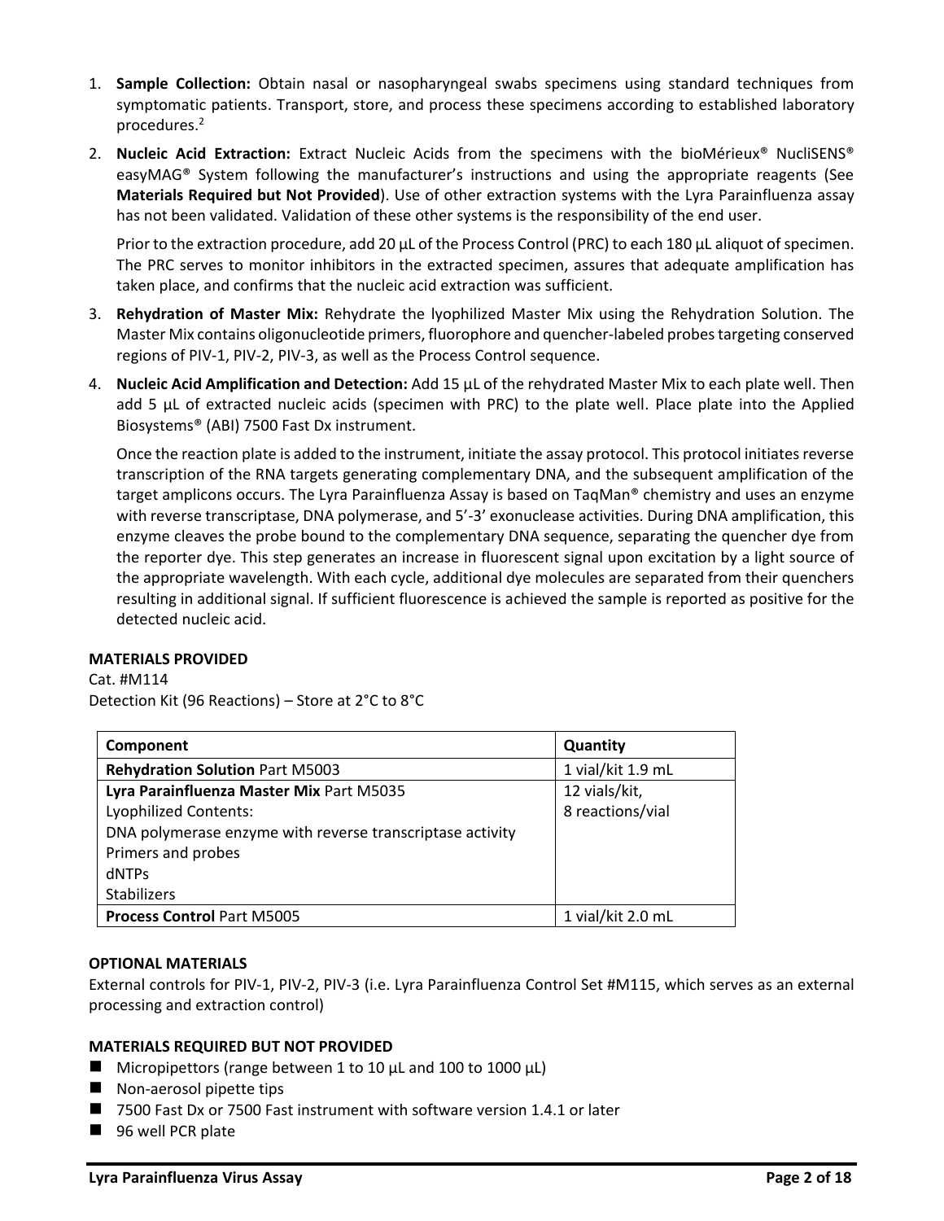1. **Sample Collection:** Obtain nasal or nasopharyngeal swabs specimens using standard techniques from symptomatic patients. Transport, store, and process these specimens according to established laboratory procedures.[2]

2. **Nucleic Acid Extraction:** Extract Nucleic Acids from the specimens with the bioMérieux® NucliSENS® easyMAG® System following the manufacturer's instructions and using the appropriate reagents (See **Materials Required but Not Provided**). Use of other extraction systems with the Lyra Parainfluenza assay has not been validated. Validation of these other systems is the responsibility of the end user.

   Prior to the extraction procedure, add 20 µL of the Process Control (PRC) to each 180 µL aliquot of specimen. The PRC serves to monitor inhibitors in the extracted specimen, assures that adequate amplification has taken place, and confirms that the nucleic acid extraction was sufficient.

3. **Rehydration of Master Mix:** Rehydrate the lyophilized Master Mix using the Rehydration Solution. The Master Mix contains oligonucleotide primers, fluorophore and quencher-labeled probes targeting conserved regions of PIV-1, PIV-2, PIV-3, as well as the Process Control sequence.

4. **Nucleic Acid Amplification and Detection:** Add 15 µL of the rehydrated Master Mix to each plate well. Then add 5 µL of extracted nucleic acids (specimen with PRC) to the plate well. Place plate into the Applied Biosystems® (ABI) 7500 Fast Dx instrument.

   Once the reaction plate is added to the instrument, initiate the assay protocol. This protocol initiates reverse transcription of the RNA targets generating complementary DNA, and the subsequent amplification of the target amplicons occurs. The Lyra Parainfluenza Assay is based on TaqMan® chemistry and uses an enzyme with reverse transcriptase, DNA polymerase, and 5'-3' exonuclease activities. During DNA amplification, this enzyme cleaves the probe bound to the complementary DNA sequence, separating the quencher dye from the reporter dye. This step generates an increase in fluorescent signal upon excitation by a light source of the appropriate wavelength. With each cycle, additional dye molecules are separated from their quenchers resulting in additional signal. If sufficient fluorescence is achieved the sample is reported as positive for the detected nucleic acid.

**MATERIALS PROVIDED**

Cat. #M114

Detection Kit (96 Reactions) – Store at 2°C to 8°C

| Component | Quantity |
|---|---|
| **Rehydration Solution** Part M5003 | 1 vial/kit 1.9 mL |
| **Lyra Parainfluenza Master Mix** Part M5035<br>Lyophilized Contents:<br>DNA polymerase enzyme with reverse transcriptase activity<br>Primers and probes<br>dNTPs<br>Stabilizers | 12 vials/kit,<br>8 reactions/vial |
| **Process Control** Part M5005 | 1 vial/kit 2.0 mL |

**OPTIONAL MATERIALS**

External controls for PIV-1, PIV-2, PIV-3 (i.e. Lyra Parainfluenza Control Set #M115, which serves as an external processing and extraction control)

**MATERIALS REQUIRED BUT NOT PROVIDED**

- Micropipettors (range between 1 to 10 µL and 100 to 1000 µL)
- Non-aerosol pipette tips
- 7500 Fast Dx or 7500 Fast instrument with software version 1.4.1 or later
- 96 well PCR plate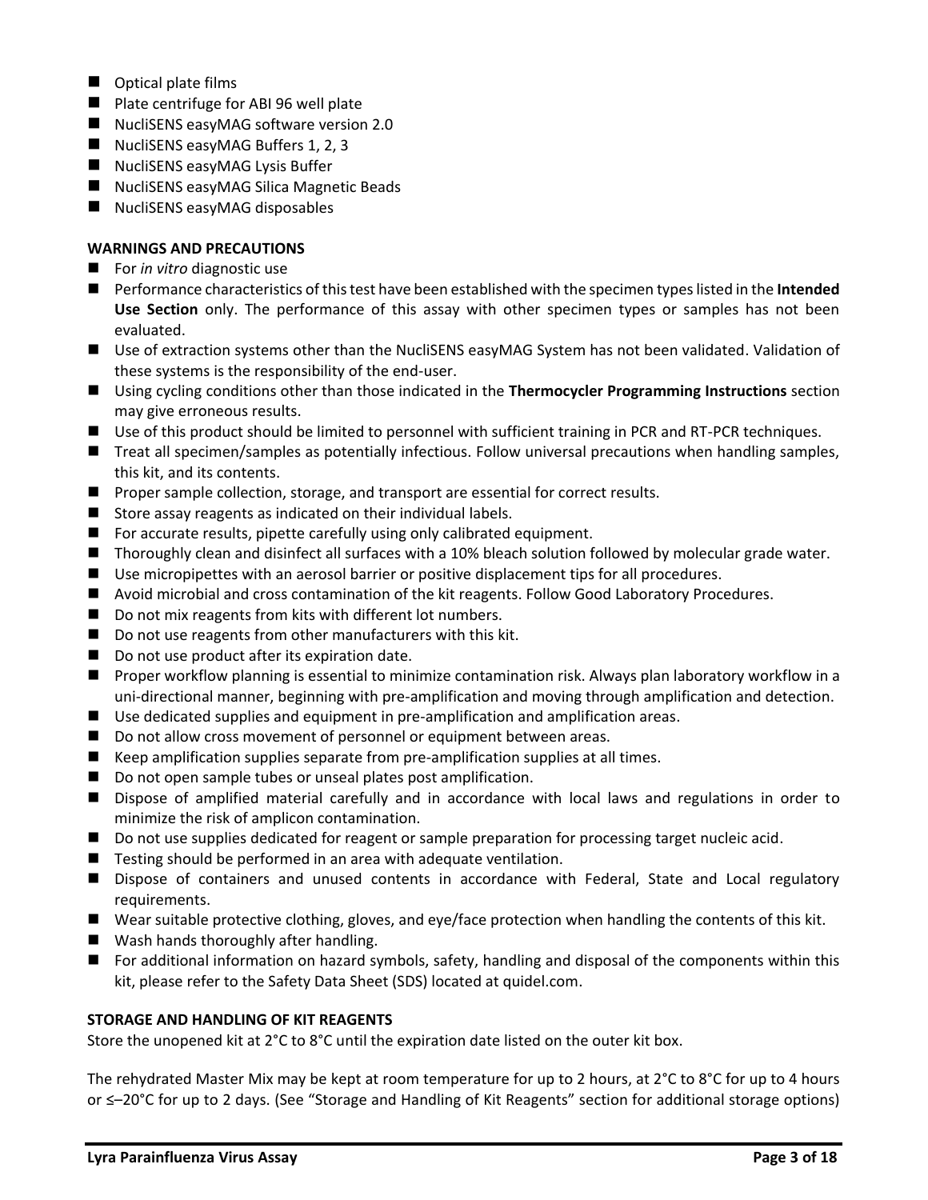- Optical plate films
- Plate centrifuge for ABI 96 well plate
- NucliSENS easyMAG software version 2.0
- NucliSENS easyMAG Buffers 1, 2, 3
- NucliSENS easyMAG Lysis Buffer
- NucliSENS easyMAG Silica Magnetic Beads
- NucliSENS easyMAG disposables

**WARNINGS AND PRECAUTIONS**

- For *in vitro* diagnostic use
- Performance characteristics of this test have been established with the specimen types listed in the **Intended Use Section** only. The performance of this assay with other specimen types or samples has not been evaluated.
- Use of extraction systems other than the NucliSENS easyMAG System has not been validated. Validation of these systems is the responsibility of the end-user.
- Using cycling conditions other than those indicated in the **Thermocycler Programming Instructions** section may give erroneous results.
- Use of this product should be limited to personnel with sufficient training in PCR and RT-PCR techniques.
- Treat all specimen/samples as potentially infectious. Follow universal precautions when handling samples, this kit, and its contents.
- Proper sample collection, storage, and transport are essential for correct results.
- Store assay reagents as indicated on their individual labels.
- For accurate results, pipette carefully using only calibrated equipment.
- Thoroughly clean and disinfect all surfaces with a 10% bleach solution followed by molecular grade water.
- Use micropipettes with an aerosol barrier or positive displacement tips for all procedures.
- Avoid microbial and cross contamination of the kit reagents. Follow Good Laboratory Procedures.
- Do not mix reagents from kits with different lot numbers.
- Do not use reagents from other manufacturers with this kit.
- Do not use product after its expiration date.
- Proper workflow planning is essential to minimize contamination risk. Always plan laboratory workflow in a uni-directional manner, beginning with pre-amplification and moving through amplification and detection.
- Use dedicated supplies and equipment in pre-amplification and amplification areas.
- Do not allow cross movement of personnel or equipment between areas.
- Keep amplification supplies separate from pre-amplification supplies at all times.
- Do not open sample tubes or unseal plates post amplification.
- Dispose of amplified material carefully and in accordance with local laws and regulations in order to minimize the risk of amplicon contamination.
- Do not use supplies dedicated for reagent or sample preparation for processing target nucleic acid.
- Testing should be performed in an area with adequate ventilation.
- Dispose of containers and unused contents in accordance with Federal, State and Local regulatory requirements.
- Wear suitable protective clothing, gloves, and eye/face protection when handling the contents of this kit.
- Wash hands thoroughly after handling.
- For additional information on hazard symbols, safety, handling and disposal of the components within this kit, please refer to the Safety Data Sheet (SDS) located at quidel.com.

**STORAGE AND HANDLING OF KIT REAGENTS**

Store the unopened kit at 2°C to 8°C until the expiration date listed on the outer kit box.

The rehydrated Master Mix may be kept at room temperature for up to 2 hours, at 2°C to 8°C for up to 4 hours or ≤–20°C for up to 2 days. (See "Storage and Handling of Kit Reagents" section for additional storage options)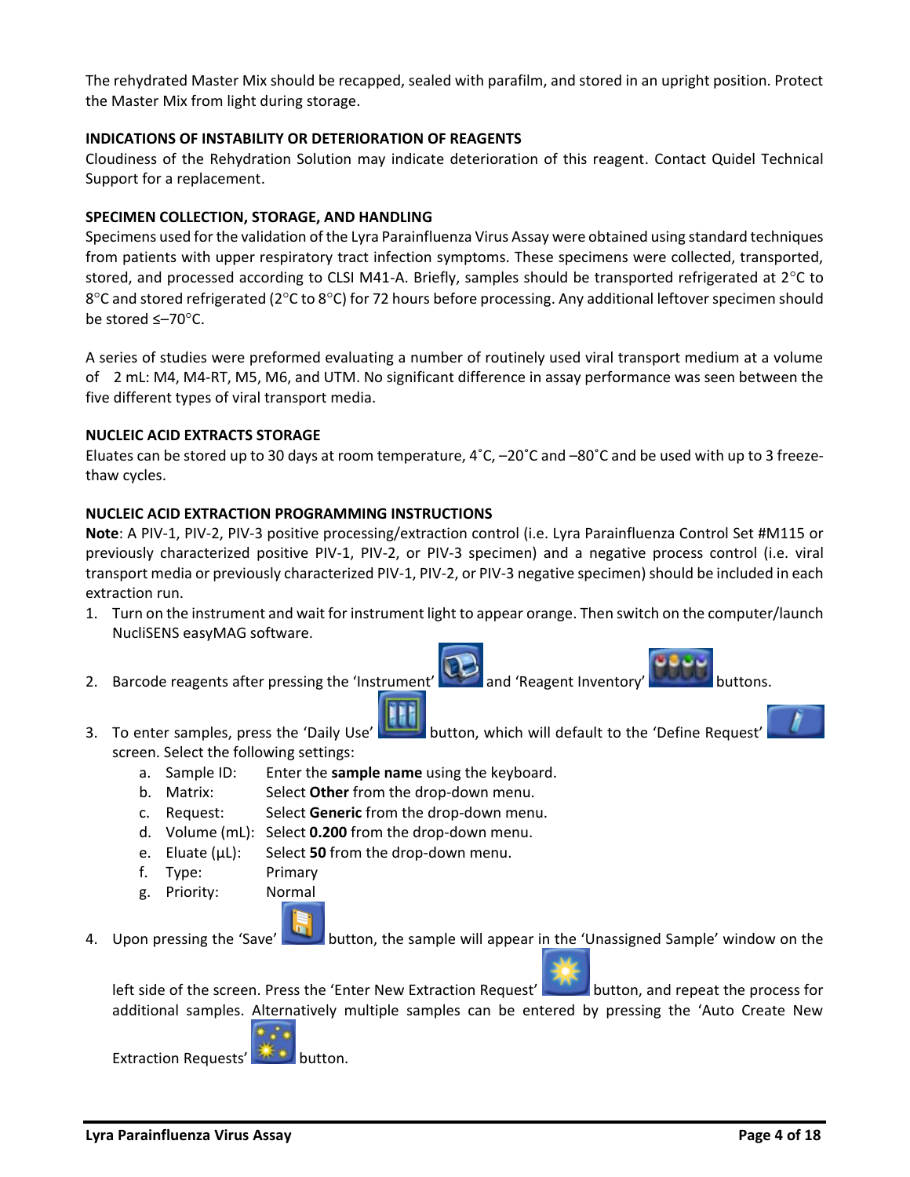The rehydrated Master Mix should be recapped, sealed with parafilm, and stored in an upright position. Protect the Master Mix from light during storage.

**INDICATIONS OF INSTABILITY OR DETERIORATION OF REAGENTS**

Cloudiness of the Rehydration Solution may indicate deterioration of this reagent. Contact Quidel Technical Support for a replacement.

**SPECIMEN COLLECTION, STORAGE, AND HANDLING**

Specimens used for the validation of the Lyra Parainfluenza Virus Assay were obtained using standard techniques from patients with upper respiratory tract infection symptoms. These specimens were collected, transported, stored, and processed according to CLSI M41-A. Briefly, samples should be transported refrigerated at 2°C to 8°C and stored refrigerated (2°C to 8°C) for 72 hours before processing. Any additional leftover specimen should be stored ≤–70°C.

A series of studies were preformed evaluating a number of routinely used viral transport medium at a volume of 2 mL: M4, M4-RT, M5, M6, and UTM. No significant difference in assay performance was seen between the five different types of viral transport media.

**NUCLEIC ACID EXTRACTS STORAGE**

Eluates can be stored up to 30 days at room temperature, 4˚C, –20˚C and –80˚C and be used with up to 3 freeze-thaw cycles.

**NUCLEIC ACID EXTRACTION PROGRAMMING INSTRUCTIONS**

**Note**: A PIV-1, PIV-2, PIV-3 positive processing/extraction control (i.e. Lyra Parainfluenza Control Set #M115 or previously characterized positive PIV-1, PIV-2, or PIV-3 specimen) and a negative process control (i.e. viral transport media or previously characterized PIV-1, PIV-2, or PIV-3 negative specimen) should be included in each extraction run.

1. Turn on the instrument and wait for instrument light to appear orange. Then switch on the computer/launch NucliSENS easyMAG software.
2. Barcode reagents after pressing the 'Instrument' and 'Reagent Inventory' buttons.
3. To enter samples, press the 'Daily Use' button, which will default to the 'Define Request' screen. Select the following settings:
   a. Sample ID: Enter the **sample name** using the keyboard.
   b. Matrix: Select **Other** from the drop-down menu.
   c. Request: Select **Generic** from the drop-down menu.
   d. Volume (mL): Select **0.200** from the drop-down menu.
   e. Eluate (µL): Select **50** from the drop-down menu.
   f. Type: Primary
   g. Priority: Normal
4. Upon pressing the 'Save' button, the sample will appear in the 'Unassigned Sample' window on the left side of the screen. Press the 'Enter New Extraction Request' button, and repeat the process for additional samples. Alternatively multiple samples can be entered by pressing the 'Auto Create New Extraction Requests' button.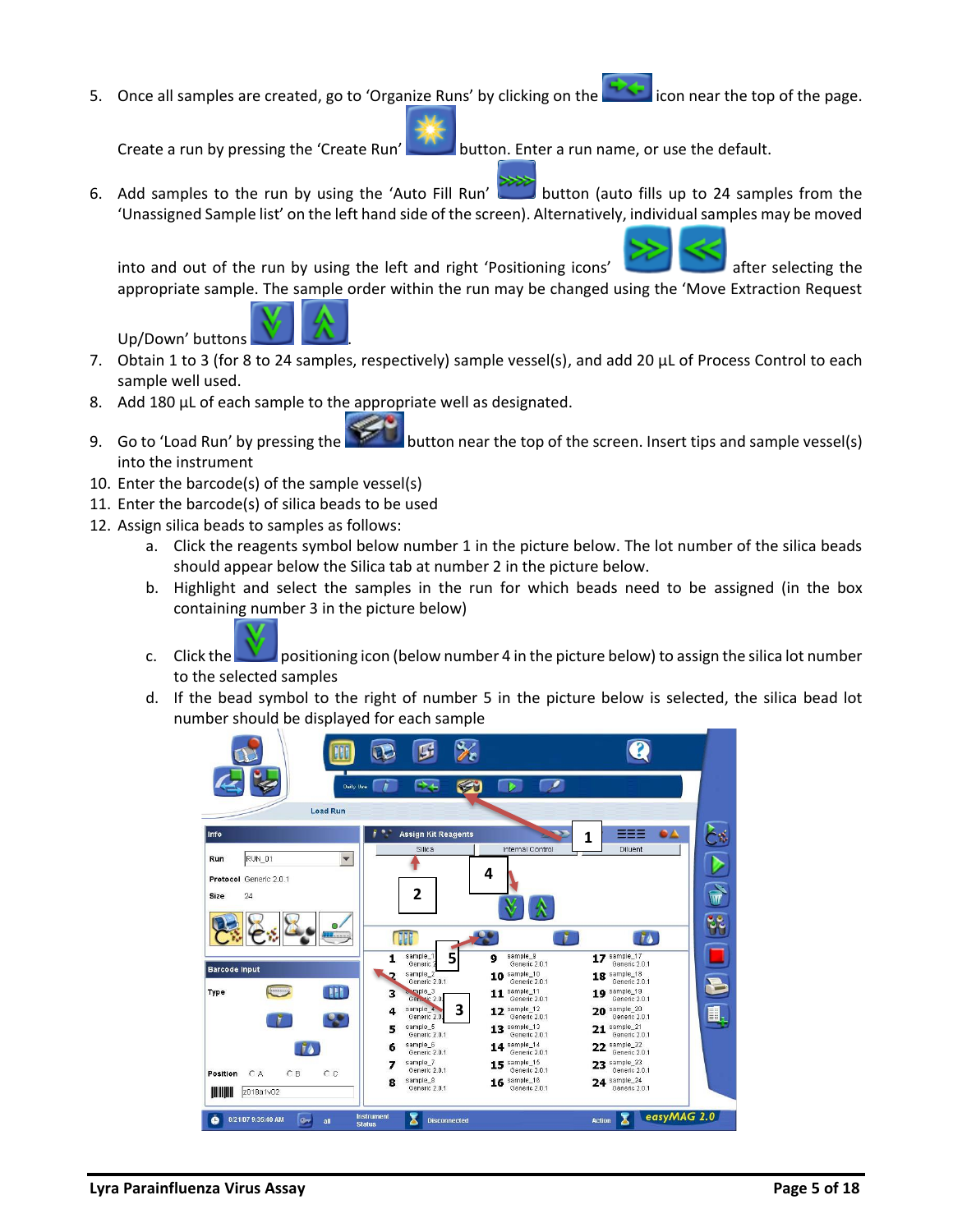5. Once all samples are created, go to 'Organize Runs' by clicking on the icon near the top of the page.

   Create a run by pressing the 'Create Run' button. Enter a run name, or use the default.

6. Add samples to the run by using the 'Auto Fill Run' button (auto fills up to 24 samples from the 'Unassigned Sample list' on the left hand side of the screen). Alternatively, individual samples may be moved into and out of the run by using the left and right 'Positioning icons' after selecting the appropriate sample. The sample order within the run may be changed using the 'Move Extraction Request Up/Down' buttons .
7. Obtain 1 to 3 (for 8 to 24 samples, respectively) sample vessel(s), and add 20 µL of Process Control to each sample well used.
8. Add 180 µL of each sample to the appropriate well as designated.
9. Go to 'Load Run' by pressing the button near the top of the screen. Insert tips and sample vessel(s) into the instrument
10. Enter the barcode(s) of the sample vessel(s)
11. Enter the barcode(s) of silica beads to be used
12. Assign silica beads to samples as follows:
    a. Click the reagents symbol below number 1 in the picture below. The lot number of the silica beads should appear below the Silica tab at number 2 in the picture below.
    b. Highlight and select the samples in the run for which beads need to be assigned (in the box containing number 3 in the picture below)
    c. Click the positioning icon (below number 4 in the picture below) to assign the silica lot number to the selected samples
    d. If the bead symbol to the right of number 5 in the picture below is selected, the silica bead lot number should be displayed for each sample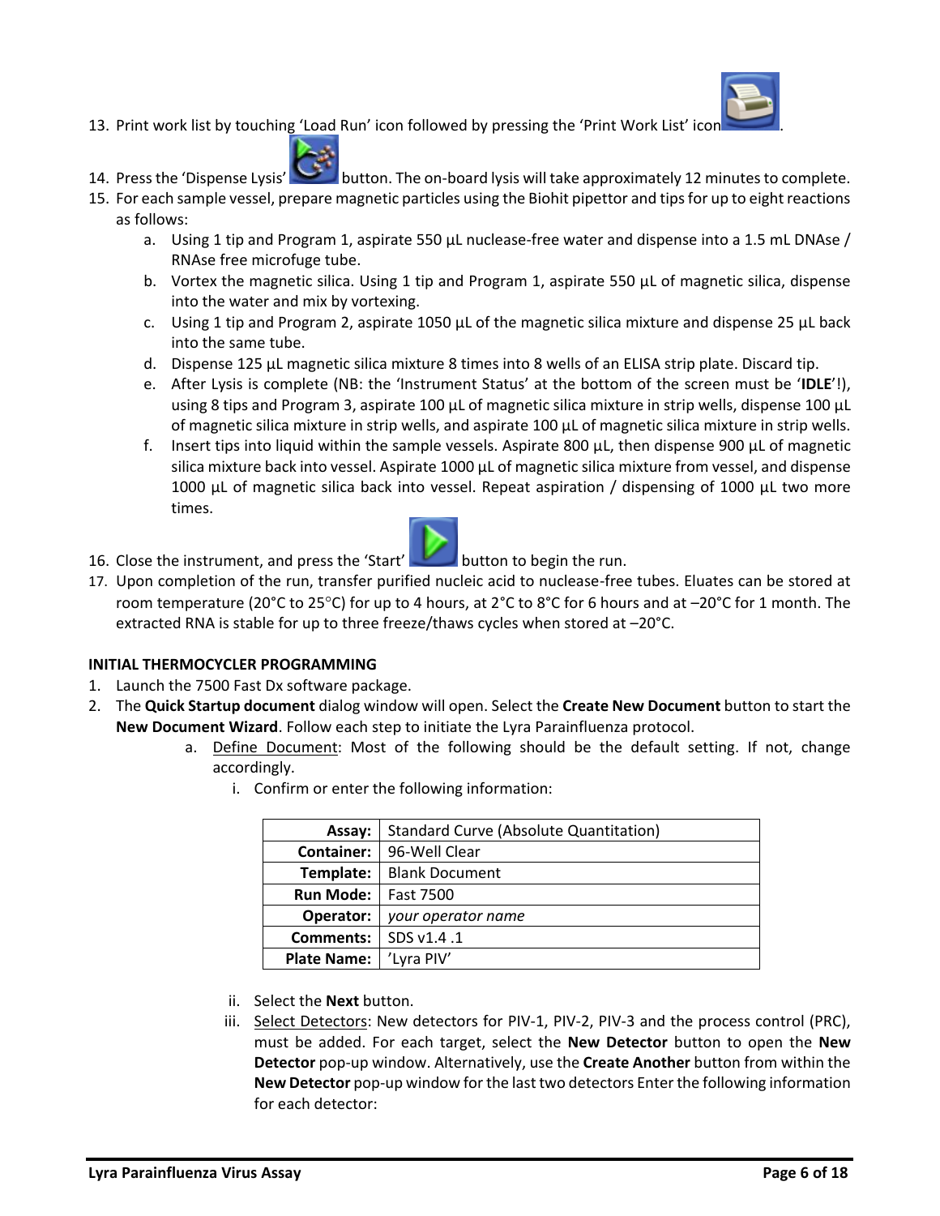13. Print work list by touching 'Load Run' icon followed by pressing the 'Print Work List' icon .
14. Press the 'Dispense Lysis' button. The on-board lysis will take approximately 12 minutes to complete.
15. For each sample vessel, prepare magnetic particles using the Biohit pipettor and tips for up to eight reactions as follows:
    a. Using 1 tip and Program 1, aspirate 550 µL nuclease-free water and dispense into a 1.5 mL DNAse / RNAse free microfuge tube.
    b. Vortex the magnetic silica. Using 1 tip and Program 1, aspirate 550 µL of magnetic silica, dispense into the water and mix by vortexing.
    c. Using 1 tip and Program 2, aspirate 1050 µL of the magnetic silica mixture and dispense 25 µL back into the same tube.
    d. Dispense 125 µL magnetic silica mixture 8 times into 8 wells of an ELISA strip plate. Discard tip.
    e. After Lysis is complete (NB: the 'Instrument Status' at the bottom of the screen must be '**IDLE**'!), using 8 tips and Program 3, aspirate 100 µL of magnetic silica mixture in strip wells, dispense 100 µL of magnetic silica mixture in strip wells, and aspirate 100 µL of magnetic silica mixture in strip wells.
    f. Insert tips into liquid within the sample vessels. Aspirate 800 µL, then dispense 900 µL of magnetic silica mixture back into vessel. Aspirate 1000 µL of magnetic silica mixture from vessel, and dispense 1000 µL of magnetic silica back into vessel. Repeat aspiration / dispensing of 1000 µL two more times.
16. Close the instrument, and press the 'Start' button to begin the run.
17. Upon completion of the run, transfer purified nucleic acid to nuclease-free tubes. Eluates can be stored at room temperature (20°C to 25°C) for up to 4 hours, at 2°C to 8°C for 6 hours and at –20°C for 1 month. The extracted RNA is stable for up to three freeze/thaws cycles when stored at –20°C.

**INITIAL THERMOCYCLER PROGRAMMING**

1. Launch the 7500 Fast Dx software package.
2. The **Quick Startup document** dialog window will open. Select the **Create New Document** button to start the **New Document Wizard**. Follow each step to initiate the Lyra Parainfluenza protocol.
    a. Define Document: Most of the following should be the default setting. If not, change accordingly.
        i. Confirm or enter the following information:

| | |
|---:|---|
| **Assay:** | Standard Curve (Absolute Quantitation) |
| **Container:** | 96-Well Clear |
| **Template:** | Blank Document |
| **Run Mode:** | Fast 7500 |
| **Operator:** | *your operator name* |
| **Comments:** | SDS v1.4 .1 |
| **Plate Name:** | 'Lyra PIV' |

        ii. Select the **Next** button.
        iii. Select Detectors: New detectors for PIV-1, PIV-2, PIV-3 and the process control (PRC), must be added. For each target, select the **New Detector** button to open the **New Detector** pop-up window. Alternatively, use the **Create Another** button from within the **New Detector** pop-up window for the last two detectors Enter the following information for each detector: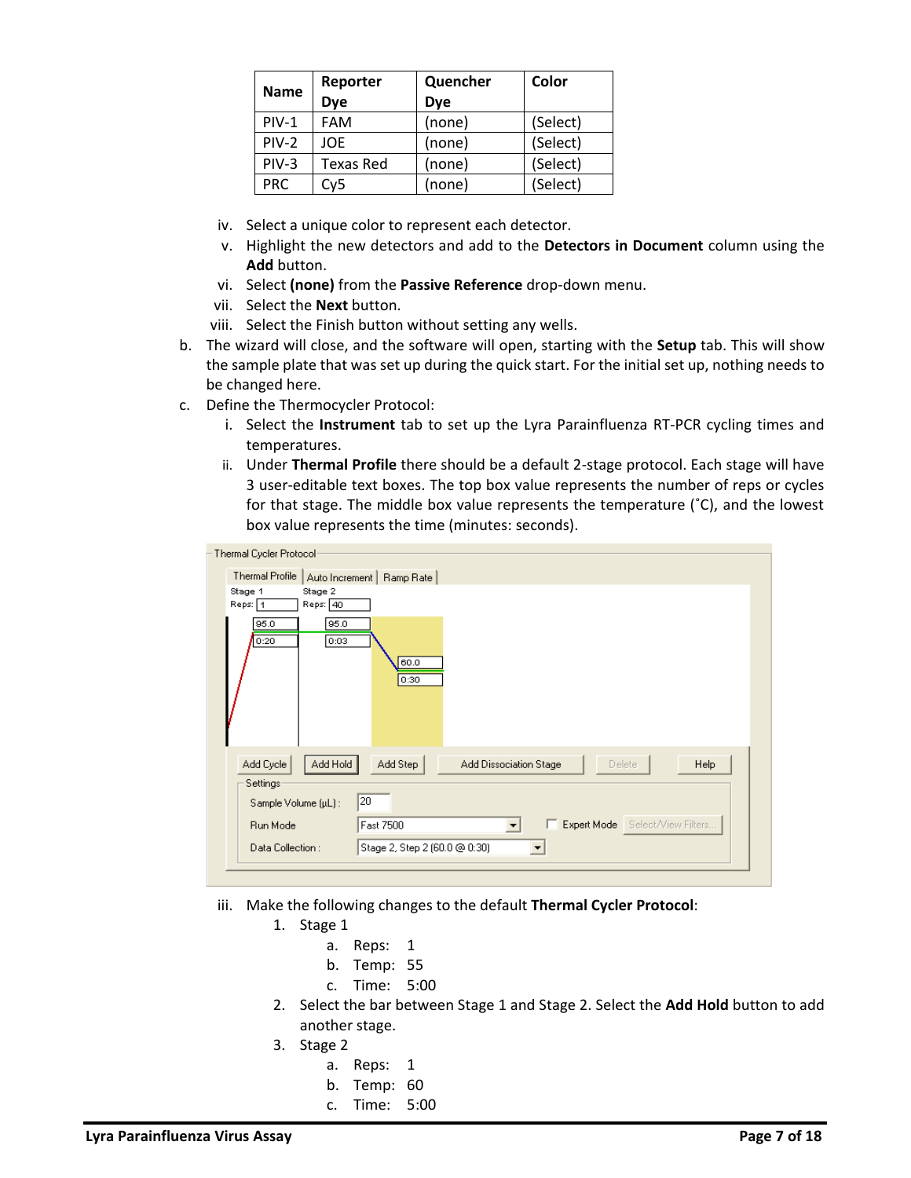| Name | Reporter Dye | Quencher Dye | Color |
|---|---|---|---|
| PIV-1 | FAM | (none) | (Select) |
| PIV-2 | JOE | (none) | (Select) |
| PIV-3 | Texas Red | (none) | (Select) |
| PRC | Cy5 | (none) | (Select) |

iv. Select a unique color to represent each detector.

v. Highlight the new detectors and add to the **Detectors in Document** column using the **Add** button.

vi. Select **(none)** from the **Passive Reference** drop-down menu.

vii. Select the **Next** button.

viii. Select the Finish button without setting any wells.

b. The wizard will close, and the software will open, starting with the **Setup** tab. This will show the sample plate that was set up during the quick start. For the initial set up, nothing needs to be changed here.

c. Define the Thermocycler Protocol:

i. Select the **Instrument** tab to set up the Lyra Parainfluenza RT-PCR cycling times and temperatures.

ii. Under **Thermal Profile** there should be a default 2-stage protocol. Each stage will have 3 user-editable text boxes. The top box value represents the number of reps or cycles for that stage. The middle box value represents the temperature (˚C), and the lowest box value represents the time (minutes: seconds).

iii. Make the following changes to the default **Thermal Cycler Protocol**:

1. Stage 1
   a. Reps: 1
   b. Temp: 55
   c. Time: 5:00
2. Select the bar between Stage 1 and Stage 2. Select the **Add Hold** button to add another stage.
3. Stage 2
   a. Reps: 1
   b. Temp: 60
   c. Time: 5:00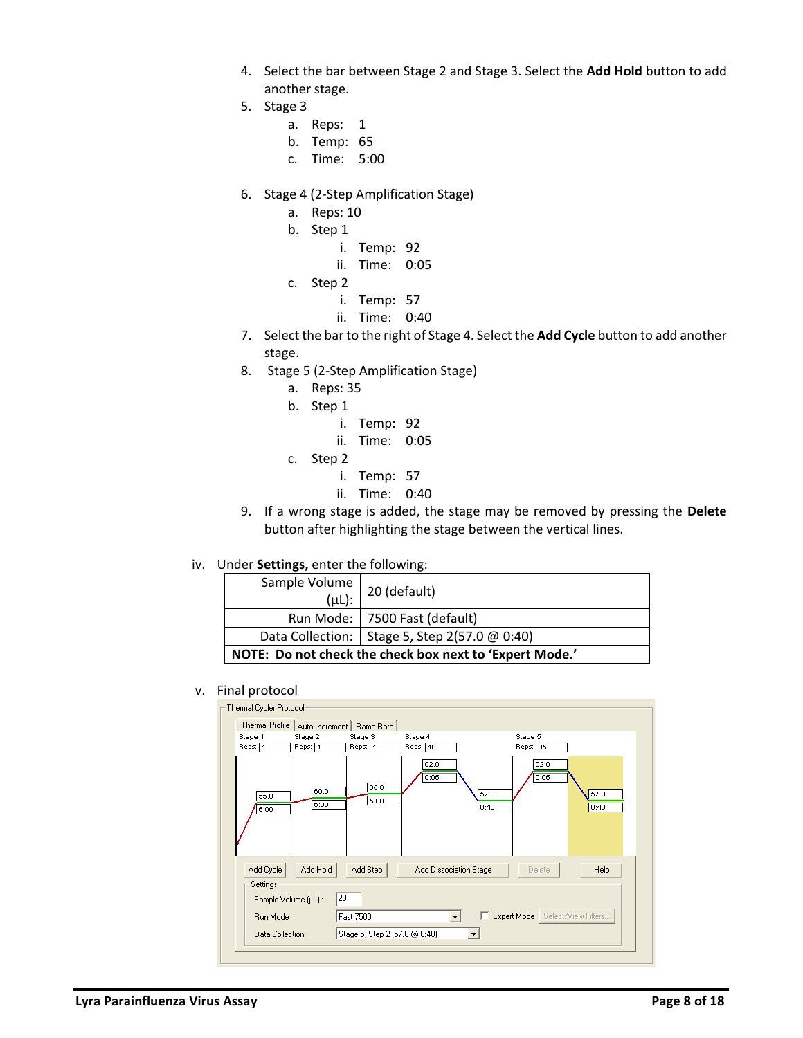4. Select the bar between Stage 2 and Stage 3. Select the **Add Hold** button to add another stage.
5. Stage 3
    a. Reps: 1
    b. Temp: 65
    c. Time: 5:00

6. Stage 4 (2-Step Amplification Stage)
    a. Reps: 10
    b. Step 1
        i. Temp: 92
        ii. Time: 0:05
    c. Step 2
        i. Temp: 57
        ii. Time: 0:40
7. Select the bar to the right of Stage 4. Select the **Add Cycle** button to add another stage.
8. Stage 5 (2-Step Amplification Stage)
    a. Reps: 35
    b. Step 1
        i. Temp: 92
        ii. Time: 0:05
    c. Step 2
        i. Temp: 57
        ii. Time: 0:40
9. If a wrong stage is added, the stage may be removed by pressing the **Delete** button after highlighting the stage between the vertical lines.

iv. Under **Settings,** enter the following:

| | |
|---|---|
| Sample Volume (µL): | 20 (default) |
| Run Mode: | 7500 Fast (default) |
| Data Collection: | Stage 5, Step 2(57.0 @ 0:40) |
| **NOTE: Do not check the check box next to 'Expert Mode.'** | |

v. Final protocol

Thermal Cycler Protocol

Thermal Profile | Auto Increment | Ramp Rate

| Stage 1 | Stage 2 | Stage 3 | Stage 4 | | Stage 5 | |
|---|---|---|---|---|---|---|
| Reps: 1 | Reps: 1 | Reps: 1 | Reps: 10 | | Reps: 35 | |
| 55.0 / 5:00 | 60.0 / 5:00 | 65.0 / 5:00 | 92.0 / 0:05 | 57.0 / 0:40 | 92.0 / 0:05 | 57.0 / 0:40 |

Add Cycle | Add Hold | Add Step | Add Dissociation Stage | Delete | Help

Settings

Sample Volume (µL): 20

Run Mode: Fast 7500 ☐ Expert Mode Select/View Filters...

Data Collection: Stage 5, Step 2 (57.0 @ 0:40)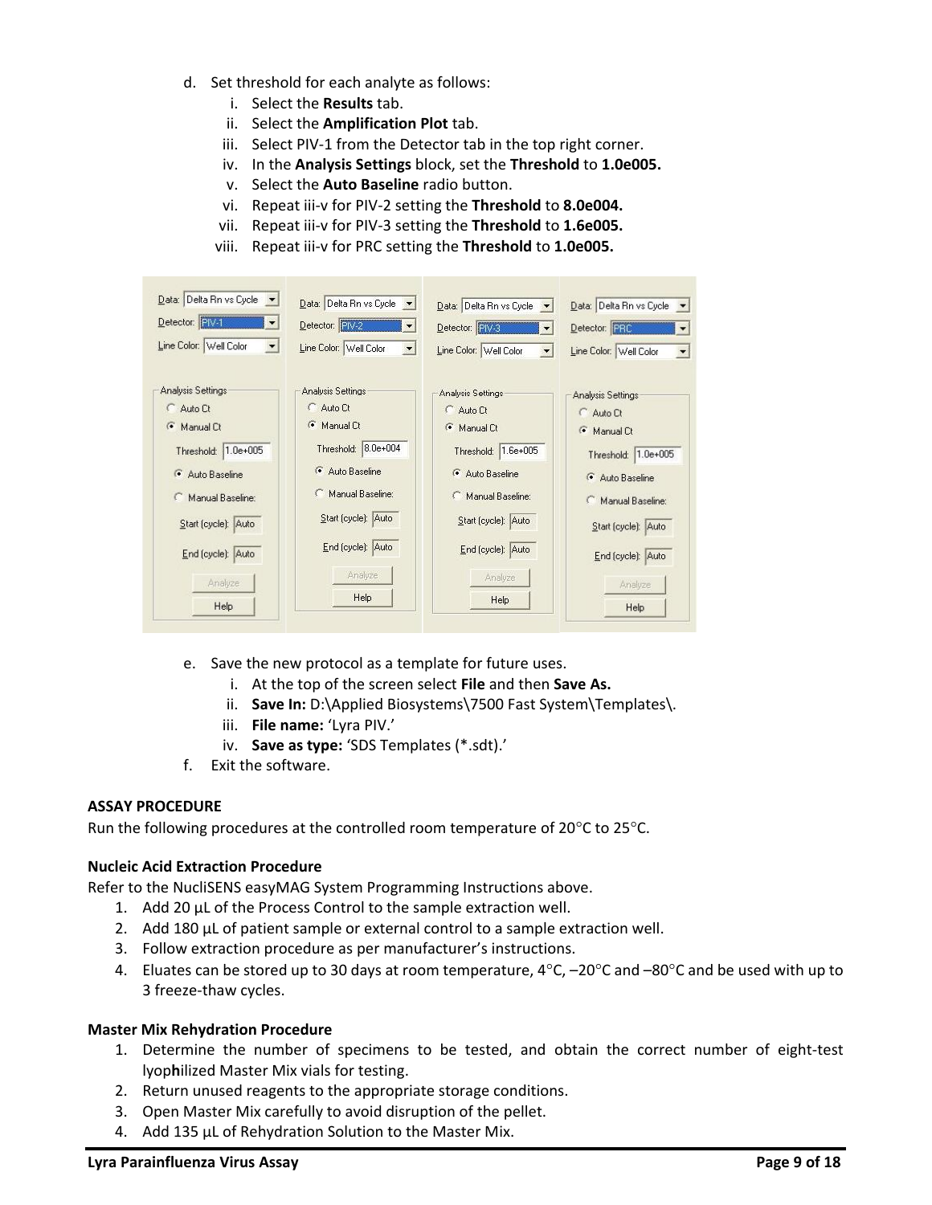d. Set threshold for each analyte as follows:
   i. Select the **Results** tab.
   ii. Select the **Amplification Plot** tab.
   iii. Select PIV-1 from the Detector tab in the top right corner.
   iv. In the **Analysis Settings** block, set the **Threshold** to **1.0e005.**
   v. Select the **Auto Baseline** radio button.
   vi. Repeat iii-v for PIV-2 setting the **Threshold** to **8.0e004.**
   vii. Repeat iii-v for PIV-3 setting the **Threshold** to **1.6e005.**
   viii. Repeat iii-v for PRC setting the **Threshold** to **1.0e005.**

e. Save the new protocol as a template for future uses.
   i. At the top of the screen select **File** and then **Save As.**
   ii. **Save In:** D:\Applied Biosystems\7500 Fast System\Templates\.
   iii. **File name:** 'Lyra PIV.'
   iv. **Save as type:** 'SDS Templates (*.sdt).'

f. Exit the software.

**ASSAY PROCEDURE**

Run the following procedures at the controlled room temperature of 20°C to 25°C.

**Nucleic Acid Extraction Procedure**

Refer to the NucliSENS easyMAG System Programming Instructions above.

1. Add 20 µL of the Process Control to the sample extraction well.
2. Add 180 µL of patient sample or external control to a sample extraction well.
3. Follow extraction procedure as per manufacturer's instructions.
4. Eluates can be stored up to 30 days at room temperature, 4°C, –20°C and –80°C and be used with up to 3 freeze-thaw cycles.

**Master Mix Rehydration Procedure**

1. Determine the number of specimens to be tested, and obtain the correct number of eight-test lyophilized Master Mix vials for testing.
2. Return unused reagents to the appropriate storage conditions.
3. Open Master Mix carefully to avoid disruption of the pellet.
4. Add 135 µL of Rehydration Solution to the Master Mix.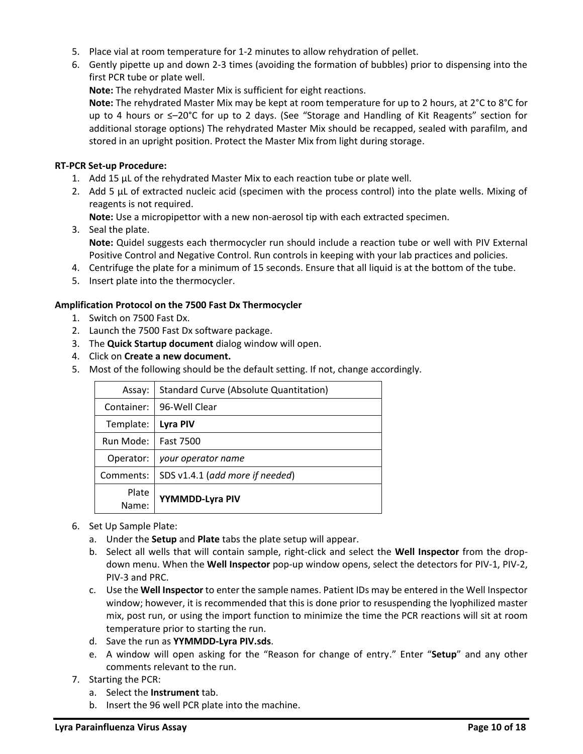5. Place vial at room temperature for 1-2 minutes to allow rehydration of pellet.
6. Gently pipette up and down 2-3 times (avoiding the formation of bubbles) prior to dispensing into the first PCR tube or plate well.
   **Note:** The rehydrated Master Mix is sufficient for eight reactions.
   **Note:** The rehydrated Master Mix may be kept at room temperature for up to 2 hours, at 2°C to 8°C for up to 4 hours or ≤–20°C for up to 2 days. (See "Storage and Handling of Kit Reagents" section for additional storage options) The rehydrated Master Mix should be recapped, sealed with parafilm, and stored in an upright position. Protect the Master Mix from light during storage.

**RT-PCR Set-up Procedure:**

1. Add 15 µL of the rehydrated Master Mix to each reaction tube or plate well.
2. Add 5 µL of extracted nucleic acid (specimen with the process control) into the plate wells. Mixing of reagents is not required.
   **Note:** Use a micropipettor with a new non-aerosol tip with each extracted specimen.
3. Seal the plate.
   **Note:** Quidel suggests each thermocycler run should include a reaction tube or well with PIV External Positive Control and Negative Control. Run controls in keeping with your lab practices and policies.
4. Centrifuge the plate for a minimum of 15 seconds. Ensure that all liquid is at the bottom of the tube.
5. Insert plate into the thermocycler.

**Amplification Protocol on the 7500 Fast Dx Thermocycler**

1. Switch on 7500 Fast Dx.
2. Launch the 7500 Fast Dx software package.
3. The **Quick Startup document** dialog window will open.
4. Click on **Create a new document.**
5. Most of the following should be the default setting. If not, change accordingly.

| | |
|---|---|
| Assay: | Standard Curve (Absolute Quantitation) |
| Container: | 96-Well Clear |
| Template: | **Lyra PIV** |
| Run Mode: | Fast 7500 |
| Operator: | *your operator name* |
| Comments: | SDS v1.4.1 (*add more if needed*) |
| Plate Name: | **YYMMDD-Lyra PIV** |

6. Set Up Sample Plate:
   a. Under the **Setup** and **Plate** tabs the plate setup will appear.
   b. Select all wells that will contain sample, right-click and select the **Well Inspector** from the drop-down menu. When the **Well Inspector** pop-up window opens, select the detectors for PIV-1, PIV-2, PIV-3 and PRC.
   c. Use the **Well Inspector** to enter the sample names. Patient IDs may be entered in the Well Inspector window; however, it is recommended that this is done prior to resuspending the lyophilized master mix, post run, or using the import function to minimize the time the PCR reactions will sit at room temperature prior to starting the run.
   d. Save the run as **YYMMDD-Lyra PIV.sds**.
   e. A window will open asking for the "Reason for change of entry." Enter "**Setup**" and any other comments relevant to the run.
7. Starting the PCR:
   a. Select the **Instrument** tab.
   b. Insert the 96 well PCR plate into the machine.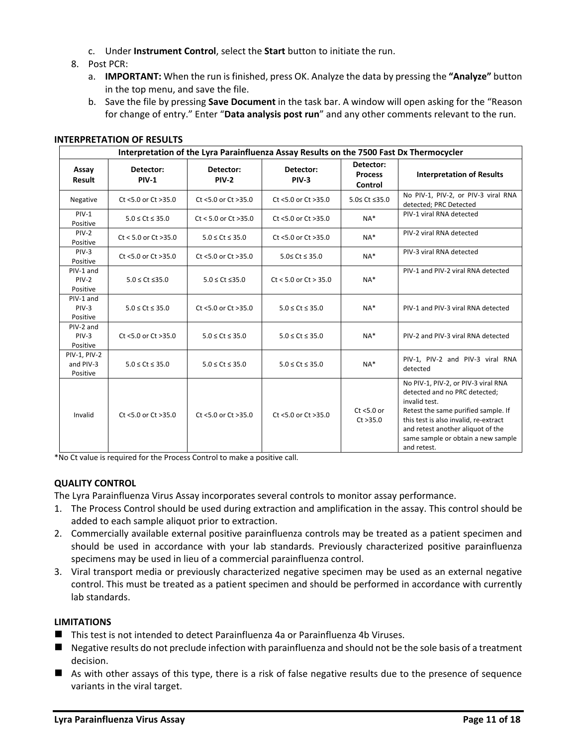c. Under **Instrument Control**, select the **Start** button to initiate the run.

8. Post PCR:
   a. **IMPORTANT:** When the run is finished, press OK. Analyze the data by pressing the **"Analyze"** button in the top menu, and save the file.
   b. Save the file by pressing **Save Document** in the task bar. A window will open asking for the "Reason for change of entry." Enter "**Data analysis post run**" and any other comments relevant to the run.

**INTERPRETATION OF RESULTS**

| **Interpretation of the Lyra Parainfluenza Assay Results on the 7500 Fast Dx Thermocycler** | | | | | |
|---|---|---|---|---|---|
| **Assay Result** | **Detector: PIV-1** | **Detector: PIV-2** | **Detector: PIV-3** | **Detector: Process Control** | **Interpretation of Results** |
| Negative | Ct <5.0 or Ct >35.0 | Ct <5.0 or Ct >35.0 | Ct <5.0 or Ct >35.0 | 5.0≤ Ct ≤35.0 | No PIV-1, PIV-2, or PIV-3 viral RNA detected; PRC Detected |
| PIV-1 Positive | 5.0 ≤ Ct ≤ 35.0 | Ct < 5.0 or Ct >35.0 | Ct <5.0 or Ct >35.0 | NA* | PIV-1 viral RNA detected |
| PIV-2 Positive | Ct < 5.0 or Ct >35.0 | 5.0 ≤ Ct ≤ 35.0 | Ct <5.0 or Ct >35.0 | NA* | PIV-2 viral RNA detected |
| PIV-3 Positive | Ct <5.0 or Ct >35.0 | Ct <5.0 or Ct >35.0 | 5.0≤ Ct ≤ 35.0 | NA* | PIV-3 viral RNA detected |
| PIV-1 and PIV-2 Positive | 5.0 ≤ Ct ≤35.0 | 5.0 ≤ Ct ≤35.0 | Ct < 5.0 or Ct > 35.0 | NA* | PIV-1 and PIV-2 viral RNA detected |
| PIV-1 and PIV-3 Positive | 5.0 ≤ Ct ≤ 35.0 | Ct <5.0 or Ct >35.0 | 5.0 ≤ Ct ≤ 35.0 | NA* | PIV-1 and PIV-3 viral RNA detected |
| PIV-2 and PIV-3 Positive | Ct <5.0 or Ct >35.0 | 5.0 ≤ Ct ≤ 35.0 | 5.0 ≤ Ct ≤ 35.0 | NA* | PIV-2 and PIV-3 viral RNA detected |
| PIV-1, PIV-2 and PIV-3 Positive | 5.0 ≤ Ct ≤ 35.0 | 5.0 ≤ Ct ≤ 35.0 | 5.0 ≤ Ct ≤ 35.0 | NA* | PIV-1, PIV-2 and PIV-3 viral RNA detected |
| Invalid | Ct <5.0 or Ct >35.0 | Ct <5.0 or Ct >35.0 | Ct <5.0 or Ct >35.0 | Ct <5.0 or Ct >35.0 | No PIV-1, PIV-2, or PIV-3 viral RNA detected and no PRC detected; invalid test. Retest the same purified sample. If this test is also invalid, re-extract and retest another aliquot of the same sample or obtain a new sample and retest. |

*No Ct value is required for the Process Control to make a positive call.

**QUALITY CONTROL**

The Lyra Parainfluenza Virus Assay incorporates several controls to monitor assay performance.

1. The Process Control should be used during extraction and amplification in the assay. This control should be added to each sample aliquot prior to extraction.
2. Commercially available external positive parainfluenza controls may be treated as a patient specimen and should be used in accordance with your lab standards. Previously characterized positive parainfluenza specimens may be used in lieu of a commercial parainfluenza control.
3. Viral transport media or previously characterized negative specimen may be used as an external negative control. This must be treated as a patient specimen and should be performed in accordance with currently lab standards.

**LIMITATIONS**

- This test is not intended to detect Parainfluenza 4a or Parainfluenza 4b Viruses.
- Negative results do not preclude infection with parainfluenza and should not be the sole basis of a treatment decision.
- As with other assays of this type, there is a risk of false negative results due to the presence of sequence variants in the viral target.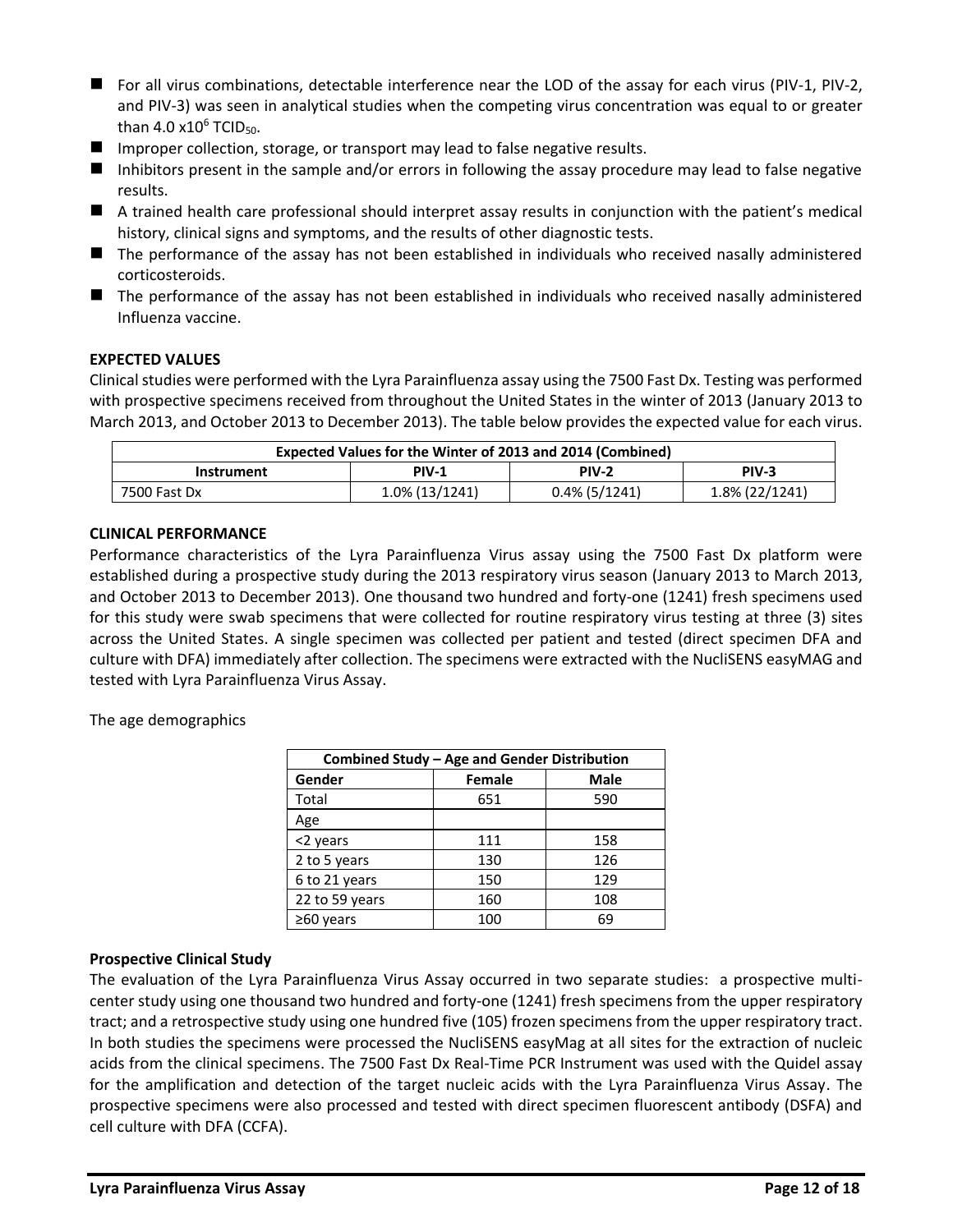- For all virus combinations, detectable interference near the LOD of the assay for each virus (PIV-1, PIV-2, and PIV-3) was seen in analytical studies when the competing virus concentration was equal to or greater than 4.0 x$10^6$ $TCID_{50}$.
- Improper collection, storage, or transport may lead to false negative results.
- Inhibitors present in the sample and/or errors in following the assay procedure may lead to false negative results.
- A trained health care professional should interpret assay results in conjunction with the patient's medical history, clinical signs and symptoms, and the results of other diagnostic tests.
- The performance of the assay has not been established in individuals who received nasally administered corticosteroids.
- The performance of the assay has not been established in individuals who received nasally administered Influenza vaccine.

**EXPECTED VALUES**

Clinical studies were performed with the Lyra Parainfluenza assay using the 7500 Fast Dx. Testing was performed with prospective specimens received from throughout the United States in the winter of 2013 (January 2013 to March 2013, and October 2013 to December 2013). The table below provides the expected value for each virus.

| Expected Values for the Winter of 2013 and 2014 (Combined) | | | |
|---|---|---|---|
| **Instrument** | **PIV-1** | **PIV-2** | **PIV-3** |
| 7500 Fast Dx | 1.0% (13/1241) | 0.4% (5/1241) | 1.8% (22/1241) |

**CLINICAL PERFORMANCE**

Performance characteristics of the Lyra Parainfluenza Virus assay using the 7500 Fast Dx platform were established during a prospective study during the 2013 respiratory virus season (January 2013 to March 2013, and October 2013 to December 2013). One thousand two hundred and forty-one (1241) fresh specimens used for this study were swab specimens that were collected for routine respiratory virus testing at three (3) sites across the United States. A single specimen was collected per patient and tested (direct specimen DFA and culture with DFA) immediately after collection. The specimens were extracted with the NucliSENS easyMAG and tested with Lyra Parainfluenza Virus Assay.

The age demographics

| Combined Study – Age and Gender Distribution | | |
|---|---|---|
| **Gender** | **Female** | **Male** |
| Total | 651 | 590 |
| Age | | |
| <2 years | 111 | 158 |
| 2 to 5 years | 130 | 126 |
| 6 to 21 years | 150 | 129 |
| 22 to 59 years | 160 | 108 |
| ≥60 years | 100 | 69 |

**Prospective Clinical Study**

The evaluation of the Lyra Parainfluenza Virus Assay occurred in two separate studies: a prospective multi-center study using one thousand two hundred and forty-one (1241) fresh specimens from the upper respiratory tract; and a retrospective study using one hundred five (105) frozen specimens from the upper respiratory tract. In both studies the specimens were processed the NucliSENS easyMag at all sites for the extraction of nucleic acids from the clinical specimens. The 7500 Fast Dx Real-Time PCR Instrument was used with the Quidel assay for the amplification and detection of the target nucleic acids with the Lyra Parainfluenza Virus Assay. The prospective specimens were also processed and tested with direct specimen fluorescent antibody (DSFA) and cell culture with DFA (CCFA).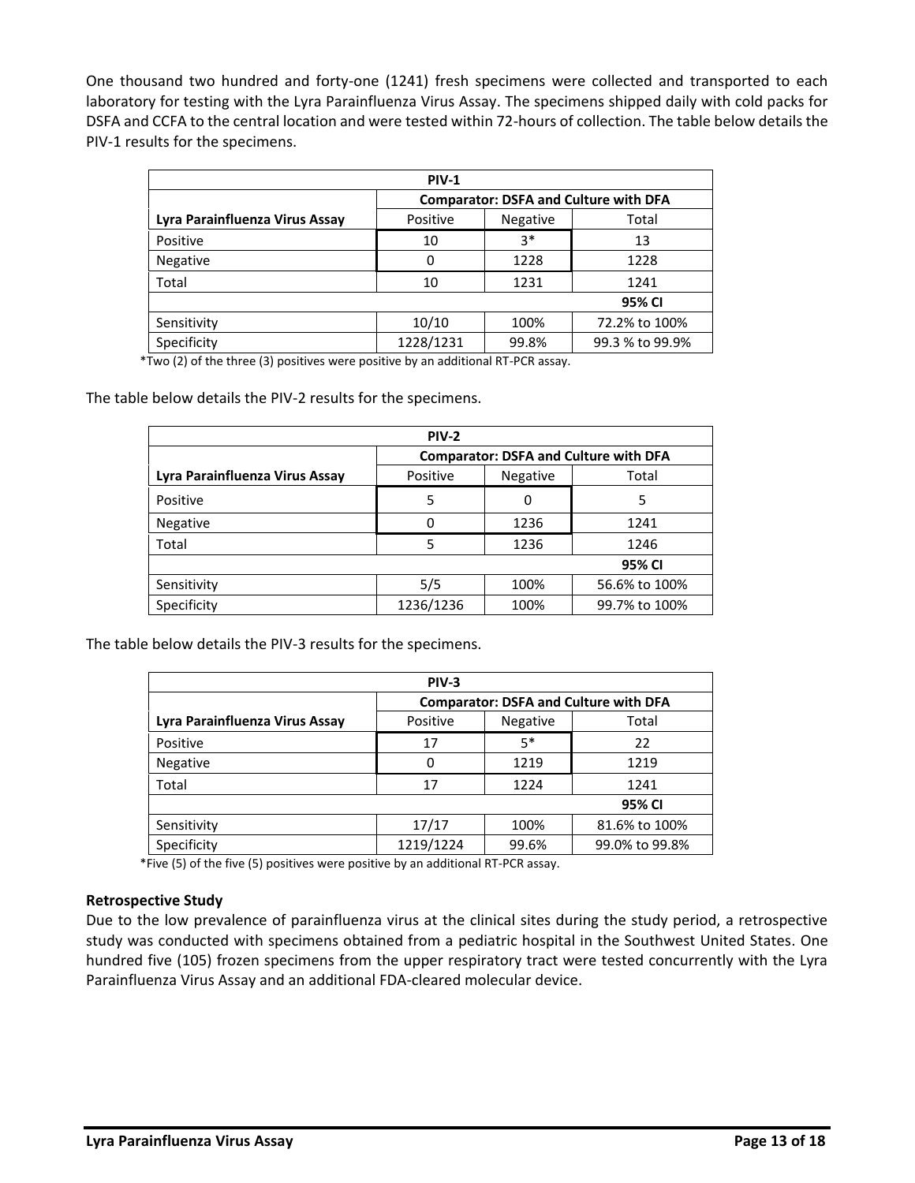One thousand two hundred and forty-one (1241) fresh specimens were collected and transported to each laboratory for testing with the Lyra Parainfluenza Virus Assay. The specimens shipped daily with cold packs for DSFA and CCFA to the central location and were tested within 72-hours of collection. The table below details the PIV-1 results for the specimens.

| PIV-1 | | | |
|---|---|---|---|
| | Comparator: DSFA and Culture with DFA | | |
| Lyra Parainfluenza Virus Assay | Positive | Negative | Total |
| Positive | 10 | 3* | 13 |
| Negative | 0 | 1228 | 1228 |
| Total | 10 | 1231 | 1241 |
| | | | 95% CI |
| Sensitivity | 10/10 | 100% | 72.2% to 100% |
| Specificity | 1228/1231 | 99.8% | 99.3 % to 99.9% |

*Two (2) of the three (3) positives were positive by an additional RT-PCR assay.

The table below details the PIV-2 results for the specimens.

| PIV-2 | | | |
|---|---|---|---|
| | Comparator: DSFA and Culture with DFA | | |
| Lyra Parainfluenza Virus Assay | Positive | Negative | Total |
| Positive | 5 | 0 | 5 |
| Negative | 0 | 1236 | 1241 |
| Total | 5 | 1236 | 1246 |
| | | | 95% CI |
| Sensitivity | 5/5 | 100% | 56.6% to 100% |
| Specificity | 1236/1236 | 100% | 99.7% to 100% |

The table below details the PIV-3 results for the specimens.

| PIV-3 | | | |
|---|---|---|---|
| | Comparator: DSFA and Culture with DFA | | |
| Lyra Parainfluenza Virus Assay | Positive | Negative | Total |
| Positive | 17 | 5* | 22 |
| Negative | 0 | 1219 | 1219 |
| Total | 17 | 1224 | 1241 |
| | | | 95% CI |
| Sensitivity | 17/17 | 100% | 81.6% to 100% |
| Specificity | 1219/1224 | 99.6% | 99.0% to 99.8% |

*Five (5) of the five (5) positives were positive by an additional RT-PCR assay.

**Retrospective Study**

Due to the low prevalence of parainfluenza virus at the clinical sites during the study period, a retrospective study was conducted with specimens obtained from a pediatric hospital in the Southwest United States. One hundred five (105) frozen specimens from the upper respiratory tract were tested concurrently with the Lyra Parainfluenza Virus Assay and an additional FDA-cleared molecular device.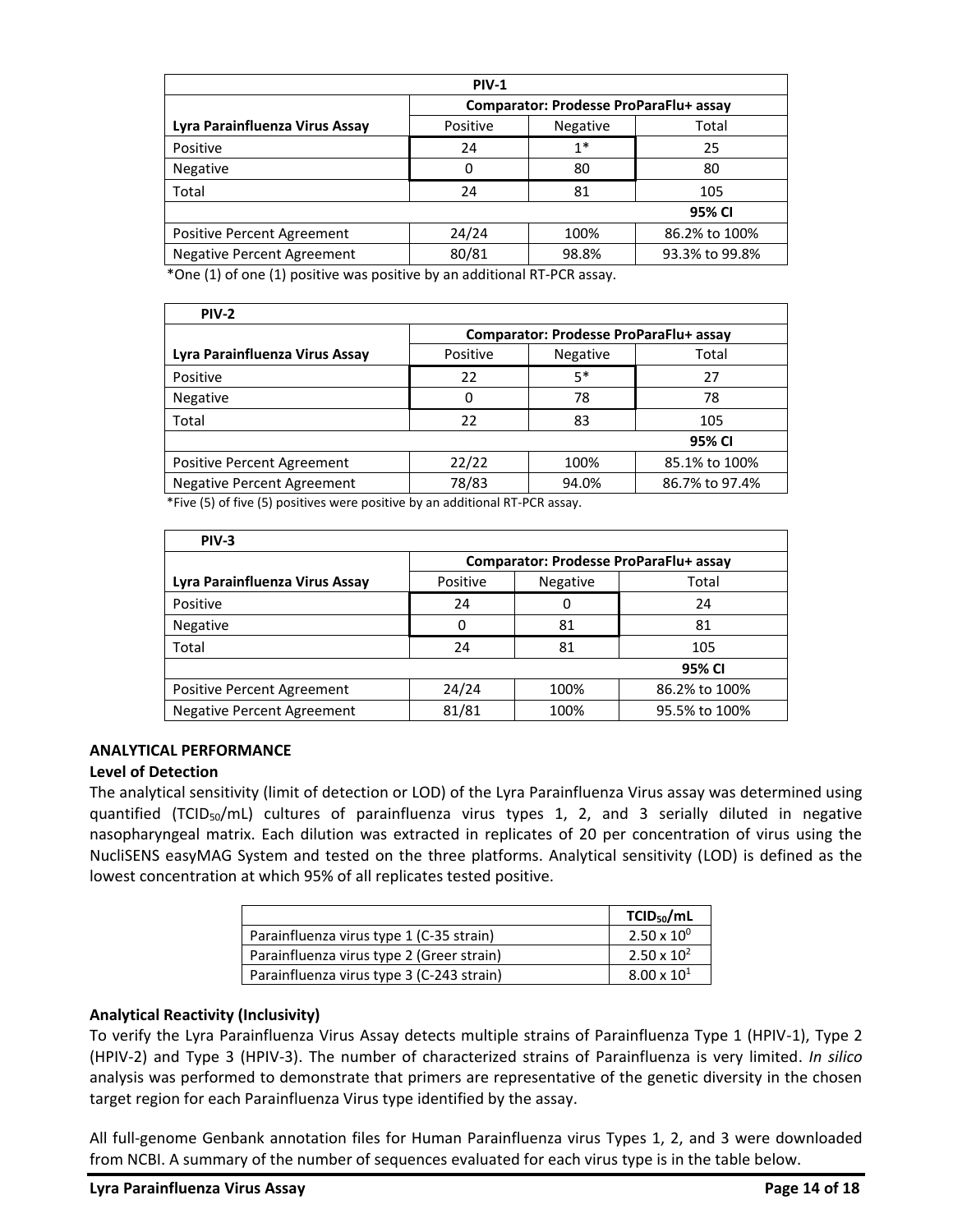| PIV-1 | | | |
|---|---|---|---|
| | Comparator: Prodesse ProParaFlu+ assay | | |
| Lyra Parainfluenza Virus Assay | Positive | Negative | Total |
| Positive | 24 | 1* | 25 |
| Negative | 0 | 80 | 80 |
| Total | 24 | 81 | 105 |
| | | | 95% CI |
| Positive Percent Agreement | 24/24 | 100% | 86.2% to 100% |
| Negative Percent Agreement | 80/81 | 98.8% | 93.3% to 99.8% |

*One (1) of one (1) positive was positive by an additional RT-PCR assay.

| PIV-2 | | | |
|---|---|---|---|
| | Comparator: Prodesse ProParaFlu+ assay | | |
| Lyra Parainfluenza Virus Assay | Positive | Negative | Total |
| Positive | 22 | 5* | 27 |
| Negative | 0 | 78 | 78 |
| Total | 22 | 83 | 105 |
| | | | 95% CI |
| Positive Percent Agreement | 22/22 | 100% | 85.1% to 100% |
| Negative Percent Agreement | 78/83 | 94.0% | 86.7% to 97.4% |

*Five (5) of five (5) positives were positive by an additional RT-PCR assay.

| PIV-3 | | | |
|---|---|---|---|
| | Comparator: Prodesse ProParaFlu+ assay | | |
| Lyra Parainfluenza Virus Assay | Positive | Negative | Total |
| Positive | 24 | 0 | 24 |
| Negative | 0 | 81 | 81 |
| Total | 24 | 81 | 105 |
| | | | 95% CI |
| Positive Percent Agreement | 24/24 | 100% | 86.2% to 100% |
| Negative Percent Agreement | 81/81 | 100% | 95.5% to 100% |

## ANALYTICAL PERFORMANCE

### Level of Detection

The analytical sensitivity (limit of detection or LOD) of the Lyra Parainfluenza Virus assay was determined using quantified ($TCID_{50}$/mL) cultures of parainfluenza virus types 1, 2, and 3 serially diluted in negative nasopharyngeal matrix. Each dilution was extracted in replicates of 20 per concentration of virus using the NucliSENS easyMAG System and tested on the three platforms. Analytical sensitivity (LOD) is defined as the lowest concentration at which 95% of all replicates tested positive.

| | $TCID_{50}$/mL |
|---|---|
| Parainfluenza virus type 1 (C-35 strain) | $2.50 \times 10^0$ |
| Parainfluenza virus type 2 (Greer strain) | $2.50 \times 10^2$ |
| Parainfluenza virus type 3 (C-243 strain) | $8.00 \times 10^1$ |

### Analytical Reactivity (Inclusivity)

To verify the Lyra Parainfluenza Virus Assay detects multiple strains of Parainfluenza Type 1 (HPIV-1), Type 2 (HPIV-2) and Type 3 (HPIV-3). The number of characterized strains of Parainfluenza is very limited. *In silico* analysis was performed to demonstrate that primers are representative of the genetic diversity in the chosen target region for each Parainfluenza Virus type identified by the assay.

All full-genome Genbank annotation files for Human Parainfluenza virus Types 1, 2, and 3 were downloaded from NCBI. A summary of the number of sequences evaluated for each virus type is in the table below.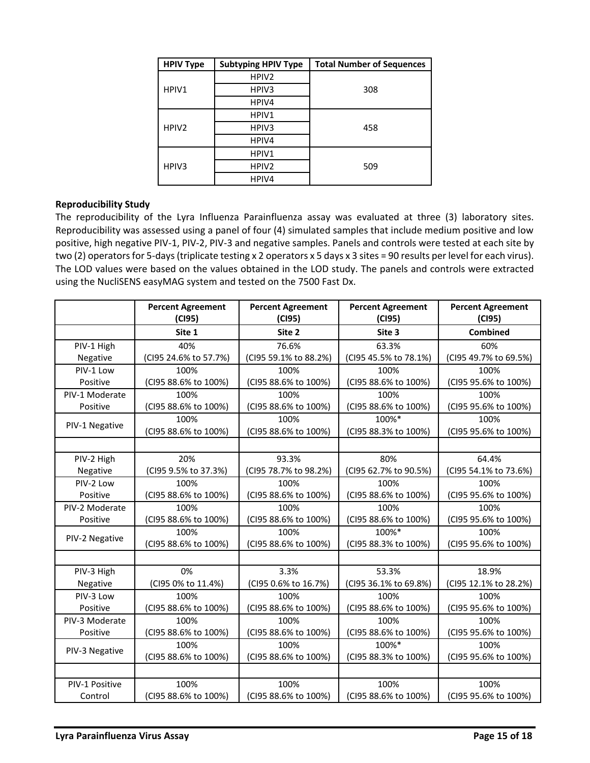| HPIV Type | Subtyping HPIV Type | Total Number of Sequences |
|---|---|---|
| HPIV1 | HPIV2 | 308 |
| | HPIV3 | |
| | HPIV4 | |
| HPIV2 | HPIV1 | 458 |
| | HPIV3 | |
| | HPIV4 | |
| HPIV3 | HPIV1 | 509 |
| | HPIV2 | |
| | HPIV4 | |

**Reproducibility Study**

The reproducibility of the Lyra Influenza Parainfluenza assay was evaluated at three (3) laboratory sites. Reproducibility was assessed using a panel of four (4) simulated samples that include medium positive and low positive, high negative PIV-1, PIV-2, PIV-3 and negative samples. Panels and controls were tested at each site by two (2) operators for 5-days (triplicate testing x 2 operators x 5 days x 3 sites = 90 results per level for each virus). The LOD values were based on the values obtained in the LOD study. The panels and controls were extracted using the NucliSENS easyMAG system and tested on the 7500 Fast Dx.

| | Percent Agreement (CI95) | Percent Agreement (CI95) | Percent Agreement (CI95) | Percent Agreement (CI95) |
|---|---|---|---|---|
| | Site 1 | Site 2 | Site 3 | Combined |
| PIV-1 High Negative | 40% (CI95 24.6% to 57.7%) | 76.6% (CI95 59.1% to 88.2%) | 63.3% (CI95 45.5% to 78.1%) | 60% (CI95 49.7% to 69.5%) |
| PIV-1 Low Positive | 100% (CI95 88.6% to 100%) | 100% (CI95 88.6% to 100%) | 100% (CI95 88.6% to 100%) | 100% (CI95 95.6% to 100%) |
| PIV-1 Moderate Positive | 100% (CI95 88.6% to 100%) | 100% (CI95 88.6% to 100%) | 100% (CI95 88.6% to 100%) | 100% (CI95 95.6% to 100%) |
| PIV-1 Negative | 100% (CI95 88.6% to 100%) | 100% (CI95 88.6% to 100%) | 100%* (CI95 88.3% to 100%) | 100% (CI95 95.6% to 100%) |
| | | | | |
| PIV-2 High Negative | 20% (CI95 9.5% to 37.3%) | 93.3% (CI95 78.7% to 98.2%) | 80% (CI95 62.7% to 90.5%) | 64.4% (CI95 54.1% to 73.6%) |
| PIV-2 Low Positive | 100% (CI95 88.6% to 100%) | 100% (CI95 88.6% to 100%) | 100% (CI95 88.6% to 100%) | 100% (CI95 95.6% to 100%) |
| PIV-2 Moderate Positive | 100% (CI95 88.6% to 100%) | 100% (CI95 88.6% to 100%) | 100% (CI95 88.6% to 100%) | 100% (CI95 95.6% to 100%) |
| PIV-2 Negative | 100% (CI95 88.6% to 100%) | 100% (CI95 88.6% to 100%) | 100%* (CI95 88.3% to 100%) | 100% (CI95 95.6% to 100%) |
| | | | | |
| PIV-3 High Negative | 0% (CI95 0% to 11.4%) | 3.3% (CI95 0.6% to 16.7%) | 53.3% (CI95 36.1% to 69.8%) | 18.9% (CI95 12.1% to 28.2%) |
| PIV-3 Low Positive | 100% (CI95 88.6% to 100%) | 100% (CI95 88.6% to 100%) | 100% (CI95 88.6% to 100%) | 100% (CI95 95.6% to 100%) |
| PIV-3 Moderate Positive | 100% (CI95 88.6% to 100%) | 100% (CI95 88.6% to 100%) | 100% (CI95 88.6% to 100%) | 100% (CI95 95.6% to 100%) |
| PIV-3 Negative | 100% (CI95 88.6% to 100%) | 100% (CI95 88.6% to 100%) | 100%* (CI95 88.3% to 100%) | 100% (CI95 95.6% to 100%) |
| | | | | |
| PIV-1 Positive Control | 100% (CI95 88.6% to 100%) | 100% (CI95 88.6% to 100%) | 100% (CI95 88.6% to 100%) | 100% (CI95 95.6% to 100%) |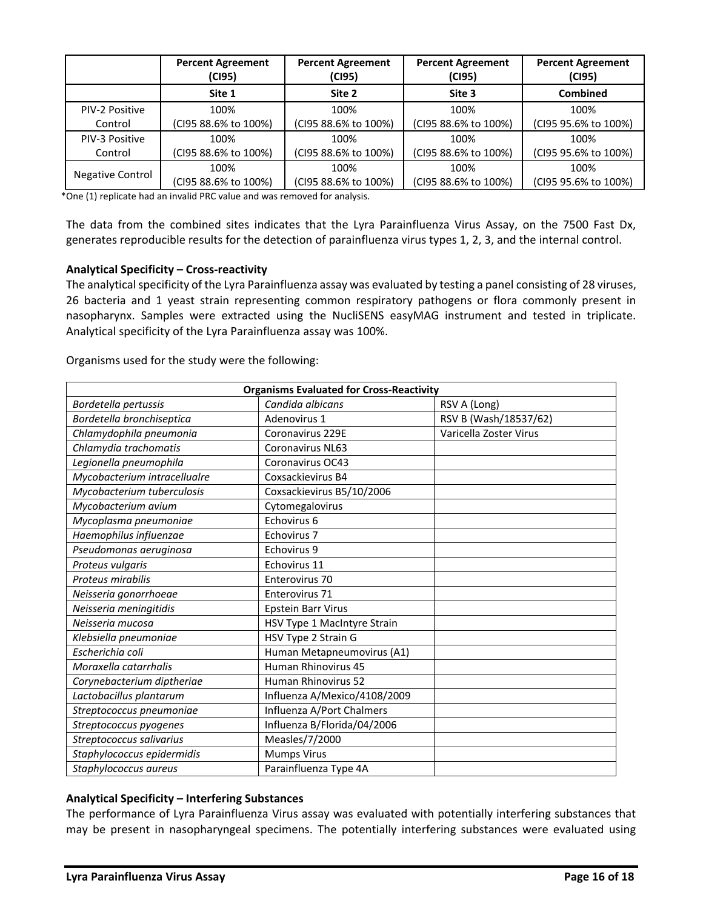| | Percent Agreement (CI95) | Percent Agreement (CI95) | Percent Agreement (CI95) | Percent Agreement (CI95) |
|---|---|---|---|---|
| | **Site 1** | **Site 2** | **Site 3** | **Combined** |
| PIV-2 Positive Control | 100% (CI95 88.6% to 100%) | 100% (CI95 88.6% to 100%) | 100% (CI95 88.6% to 100%) | 100% (CI95 95.6% to 100%) |
| PIV-3 Positive Control | 100% (CI95 88.6% to 100%) | 100% (CI95 88.6% to 100%) | 100% (CI95 88.6% to 100%) | 100% (CI95 95.6% to 100%) |
| Negative Control | 100% (CI95 88.6% to 100%) | 100% (CI95 88.6% to 100%) | 100% (CI95 88.6% to 100%) | 100% (CI95 95.6% to 100%) |

*One (1) replicate had an invalid PRC value and was removed for analysis.

The data from the combined sites indicates that the Lyra Parainfluenza Virus Assay, on the 7500 Fast Dx, generates reproducible results for the detection of parainfluenza virus types 1, 2, 3, and the internal control.

**Analytical Specificity – Cross-reactivity**

The analytical specificity of the Lyra Parainfluenza assay was evaluated by testing a panel consisting of 28 viruses, 26 bacteria and 1 yeast strain representing common respiratory pathogens or flora commonly present in nasopharynx. Samples were extracted using the NucliSENS easyMAG instrument and tested in triplicate. Analytical specificity of the Lyra Parainfluenza assay was 100%.

Organisms used for the study were the following:

| Organisms Evaluated for Cross-Reactivity | | |
|---|---|---|
| *Bordetella pertussis* | *Candida albicans* | RSV A (Long) |
| *Bordetella bronchiseptica* | Adenovirus 1 | RSV B (Wash/18537/62) |
| *Chlamydophila pneumonia* | Coronavirus 229E | Varicella Zoster Virus |
| *Chlamydia trachomatis* | Coronavirus NL63 | |
| *Legionella pneumophila* | Coronavirus OC43 | |
| *Mycobacterium intracellualre* | Coxsackievirus B4 | |
| *Mycobacterium tuberculosis* | Coxsackievirus B5/10/2006 | |
| *Mycobacterium avium* | Cytomegalovirus | |
| *Mycoplasma pneumoniae* | Echovirus 6 | |
| *Haemophilus influenzae* | Echovirus 7 | |
| *Pseudomonas aeruginosa* | Echovirus 9 | |
| *Proteus vulgaris* | Echovirus 11 | |
| *Proteus mirabilis* | Enterovirus 70 | |
| *Neisseria gonorrhoeae* | Enterovirus 71 | |
| *Neisseria meningitidis* | Epstein Barr Virus | |
| *Neisseria mucosa* | HSV Type 1 MacIntyre Strain | |
| *Klebsiella pneumoniae* | HSV Type 2 Strain G | |
| *Escherichia coli* | Human Metapneumovirus (A1) | |
| *Moraxella catarrhalis* | Human Rhinovirus 45 | |
| *Corynebacterium diptheriae* | Human Rhinovirus 52 | |
| *Lactobacillus plantarum* | Influenza A/Mexico/4108/2009 | |
| *Streptococcus pneumoniae* | Influenza A/Port Chalmers | |
| *Streptococcus pyogenes* | Influenza B/Florida/04/2006 | |
| *Streptococcus salivarius* | Measles/7/2000 | |
| *Staphylococcus epidermidis* | Mumps Virus | |
| *Staphylococcus aureus* | Parainfluenza Type 4A | |

**Analytical Specificity – Interfering Substances**

The performance of Lyra Parainfluenza Virus assay was evaluated with potentially interfering substances that may be present in nasopharyngeal specimens. The potentially interfering substances were evaluated using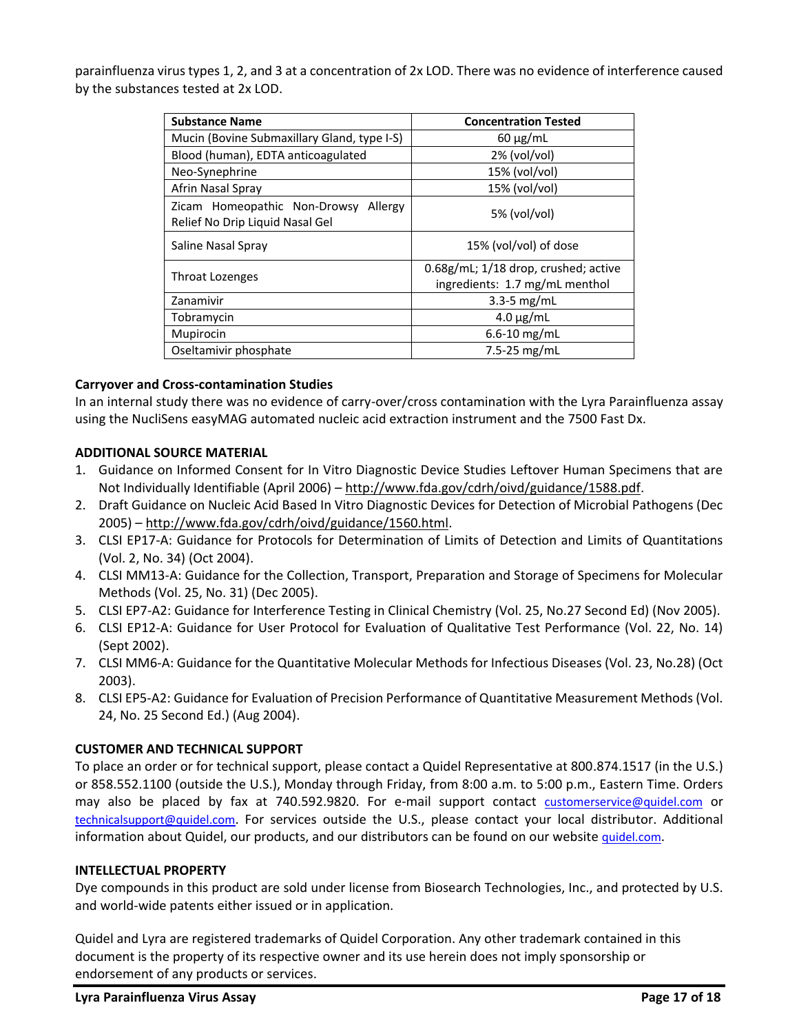parainfluenza virus types 1, 2, and 3 at a concentration of 2x LOD. There was no evidence of interference caused by the substances tested at 2x LOD.

| Substance Name | Concentration Tested |
|---|---|
| Mucin (Bovine Submaxillary Gland, type I-S) | 60 µg/mL |
| Blood (human), EDTA anticoagulated | 2% (vol/vol) |
| Neo-Synephrine | 15% (vol/vol) |
| Afrin Nasal Spray | 15% (vol/vol) |
| Zicam Homeopathic Non-Drowsy Allergy Relief No Drip Liquid Nasal Gel | 5% (vol/vol) |
| Saline Nasal Spray | 15% (vol/vol) of dose |
| Throat Lozenges | 0.68g/mL; 1/18 drop, crushed; active ingredients: 1.7 mg/mL menthol |
| Zanamivir | 3.3-5 mg/mL |
| Tobramycin | 4.0 µg/mL |
| Mupirocin | 6.6-10 mg/mL |
| Oseltamivir phosphate | 7.5-25 mg/mL |

**Carryover and Cross-contamination Studies**

In an internal study there was no evidence of carry-over/cross contamination with the Lyra Parainfluenza assay using the NucliSens easyMAG automated nucleic acid extraction instrument and the 7500 Fast Dx.

## ADDITIONAL SOURCE MATERIAL

1. Guidance on Informed Consent for In Vitro Diagnostic Device Studies Leftover Human Specimens that are Not Individually Identifiable (April 2006) – http://www.fda.gov/cdrh/oivd/guidance/1588.pdf.
2. Draft Guidance on Nucleic Acid Based In Vitro Diagnostic Devices for Detection of Microbial Pathogens (Dec 2005) – http://www.fda.gov/cdrh/oivd/guidance/1560.html.
3. CLSI EP17-A: Guidance for Protocols for Determination of Limits of Detection and Limits of Quantitations (Vol. 2, No. 34) (Oct 2004).
4. CLSI MM13-A: Guidance for the Collection, Transport, Preparation and Storage of Specimens for Molecular Methods (Vol. 25, No. 31) (Dec 2005).
5. CLSI EP7-A2: Guidance for Interference Testing in Clinical Chemistry (Vol. 25, No.27 Second Ed) (Nov 2005).
6. CLSI EP12-A: Guidance for User Protocol for Evaluation of Qualitative Test Performance (Vol. 22, No. 14) (Sept 2002).
7. CLSI MM6-A: Guidance for the Quantitative Molecular Methods for Infectious Diseases (Vol. 23, No.28) (Oct 2003).
8. CLSI EP5-A2: Guidance for Evaluation of Precision Performance of Quantitative Measurement Methods (Vol. 24, No. 25 Second Ed.) (Aug 2004).

## CUSTOMER AND TECHNICAL SUPPORT

To place an order or for technical support, please contact a Quidel Representative at 800.874.1517 (in the U.S.) or 858.552.1100 (outside the U.S.), Monday through Friday, from 8:00 a.m. to 5:00 p.m., Eastern Time. Orders may also be placed by fax at 740.592.9820. For e-mail support contact customerservice@quidel.com or technicalsupport@quidel.com. For services outside the U.S., please contact your local distributor. Additional information about Quidel, our products, and our distributors can be found on our website quidel.com.

## INTELLECTUAL PROPERTY

Dye compounds in this product are sold under license from Biosearch Technologies, Inc., and protected by U.S. and world-wide patents either issued or in application.

Quidel and Lyra are registered trademarks of Quidel Corporation. Any other trademark contained in this document is the property of its respective owner and its use herein does not imply sponsorship or endorsement of any products or services.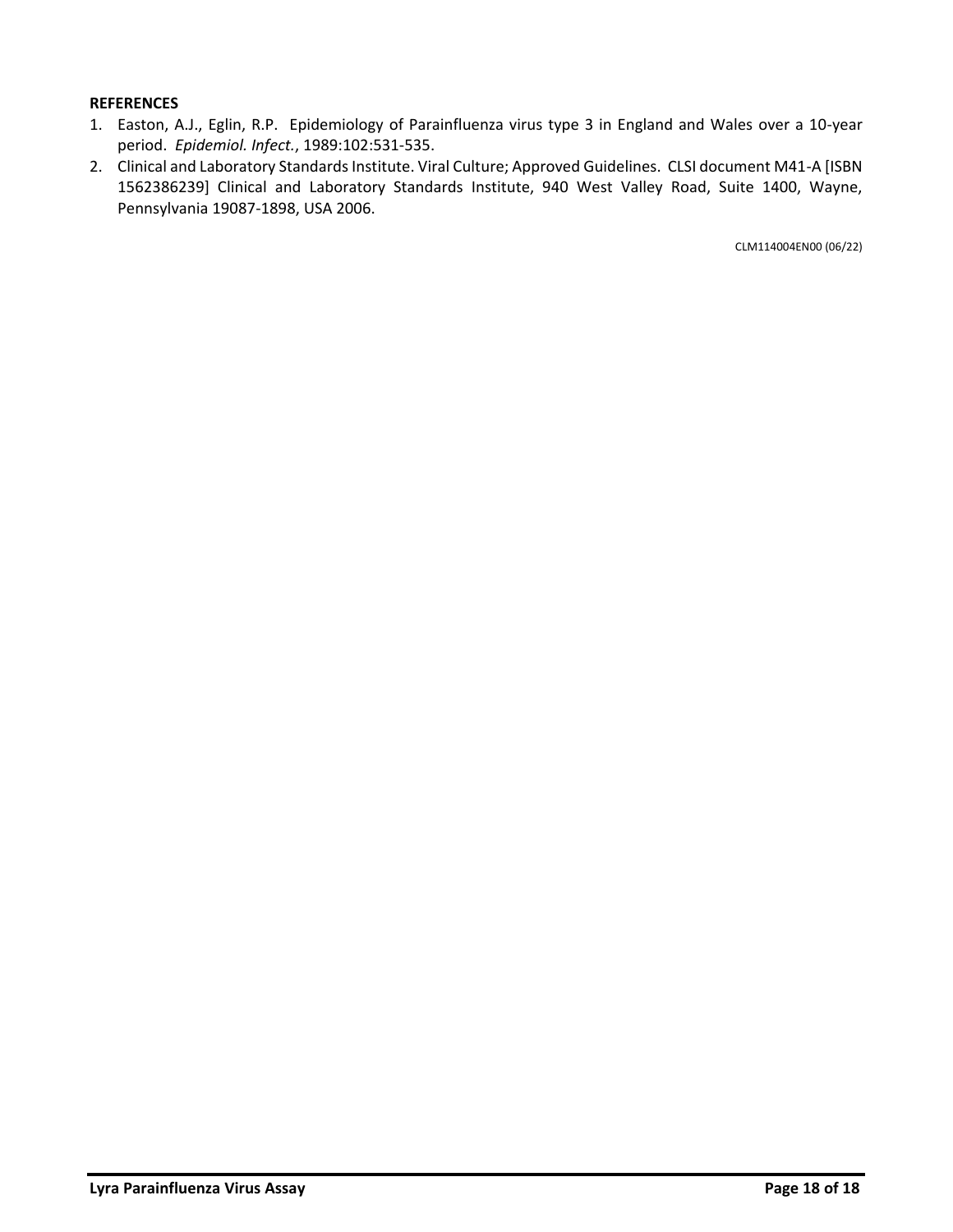**REFERENCES**

1. Easton, A.J., Eglin, R.P. Epidemiology of Parainfluenza virus type 3 in England and Wales over a 10-year period. *Epidemiol. Infect.*, 1989:102:531-535.
2. Clinical and Laboratory Standards Institute. Viral Culture; Approved Guidelines. CLSI document M41-A [ISBN 1562386239] Clinical and Laboratory Standards Institute, 940 West Valley Road, Suite 1400, Wayne, Pennsylvania 19087-1898, USA 2006.

CLM114004EN00 (06/22)